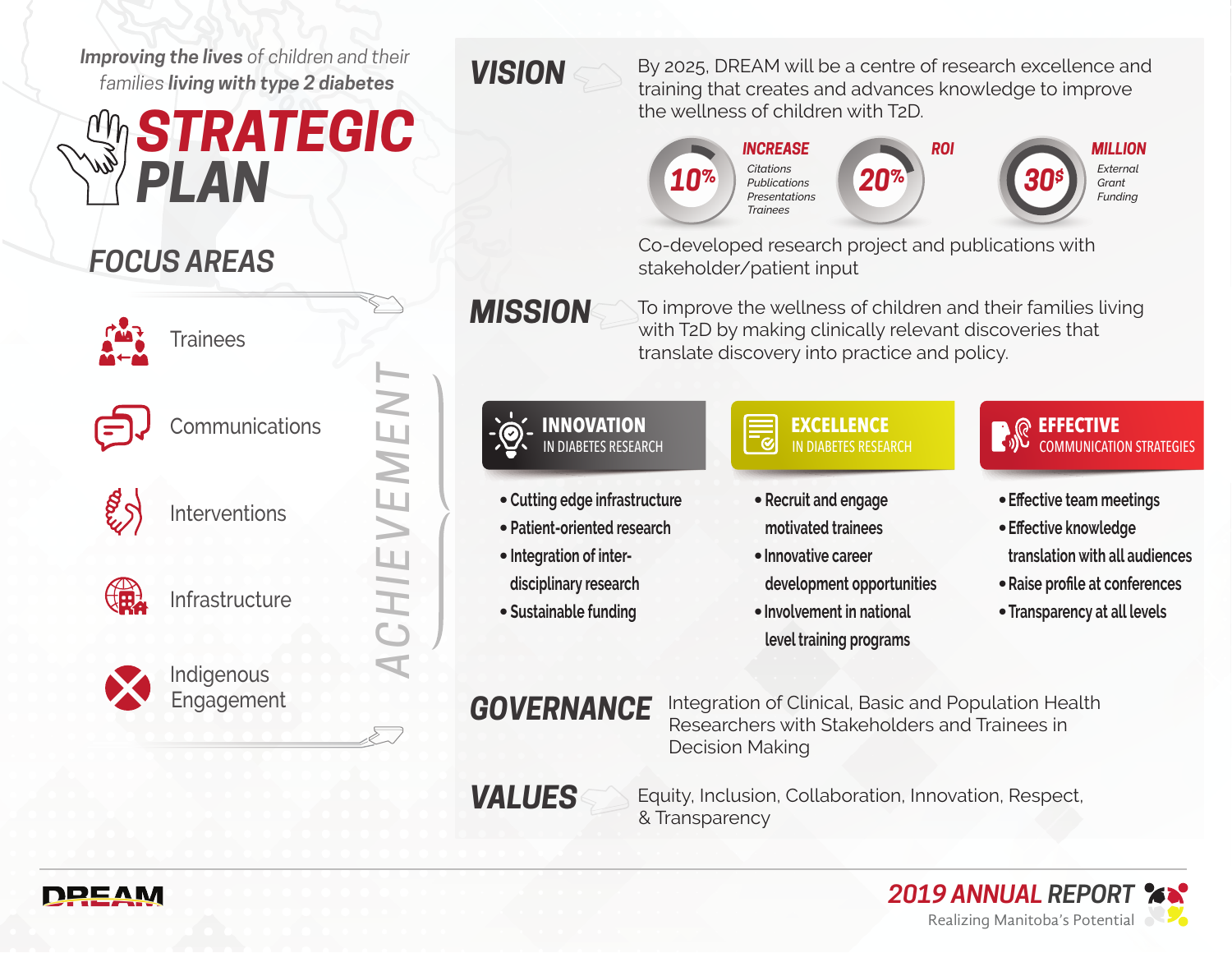*Improving the lives of children and their families living with type 2 diabetes*

# STRATEGIC PLAN

## FOCUS AREAS

- Trainees
- Communications
- Interventions
- Infrastructure
- Indigenous Engagement

ACHIEVEMENT

## VISION

By 2025, DREAM will be a centre of research excellence and training that creates and advances knowledge to improve the wellness of children with T2D.

- **10%** INCREASE — Citations, Publications, Presentations, Trainees
- **20%** ROI
- **30$** MILLION — External Grant Funding

Co-developed research project and publications with stakeholder/patient input

## MISSION

To improve the wellness of children and their families living with T2D by making clinically relevant discoveries that translate discovery into practice and policy.

### INNOVATION IN DIABETES RESEARCH

- Cutting edge infrastructure
- Patient-oriented research
- Integration of inter-disciplinary research
- Sustainable funding

### EXCELLENCE IN DIABETES RESEARCH

- Recruit and engage motivated trainees
- Innovative career development opportunities
- Involvement in national level training programs

### EFFECTIVE COMMUNICATION STRATEGIES

- Effective team meetings
- Effective knowledge translation with all audiences
- Raise profile at conferences
- Transparency at all levels

## GOVERNANCE

Integration of Clinical, Basic and Population Health Researchers with Stakeholders and Trainees in Decision Making

## VALUES

Equity, Inclusion, Collaboration, Innovation, Respect, & Transparency

DREAM

2019 ANNUAL REPORT
Realizing Manitoba's Potential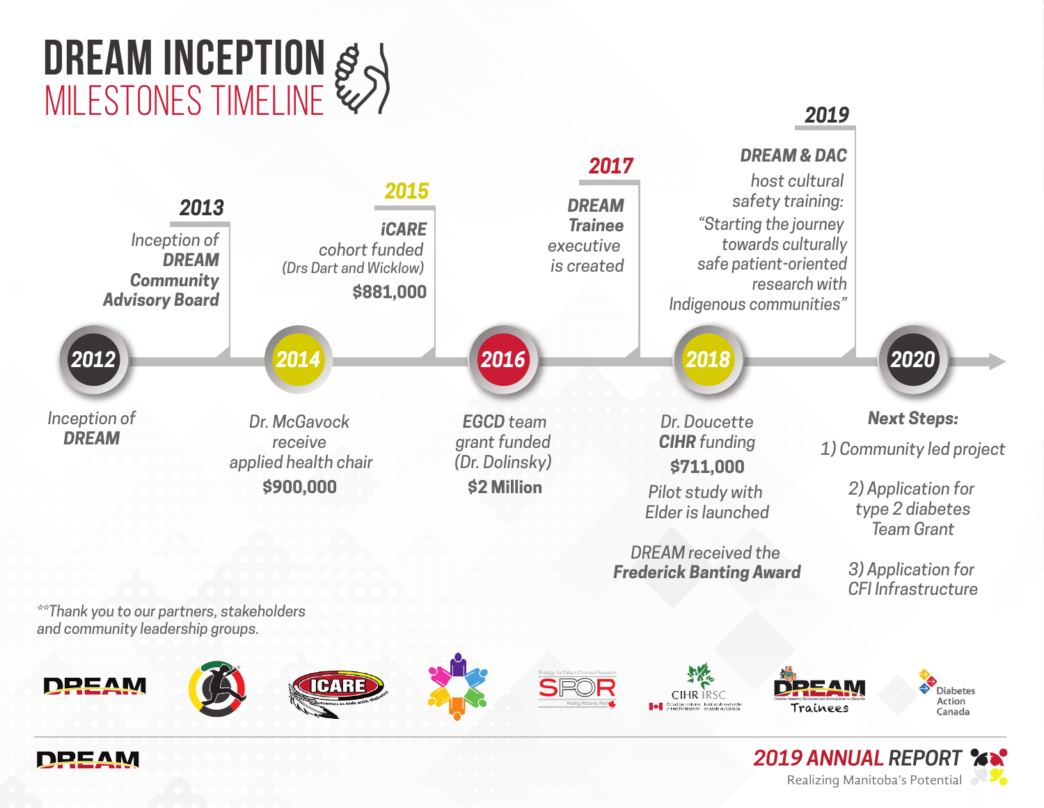# DREAM INCEPTION
## MILESTONES TIMELINE

**2012**
Inception of **DREAM**

**2013**
Inception of **DREAM Community Advisory Board**

**2014**
Dr. McGavock receive applied health chair
**$900,000**

**2015**
**iCARE** cohort funded
(Drs Dart and Wicklow)
**$881,000**

**2016**
EGCD team grant funded (Dr. Dolinsky)
**$2 Million**

**2017**
**DREAM Trainee** executive is created

**2018**
Dr. Doucette **CIHR** funding
**$711,000**
Pilot study with Elder is launched

DREAM received the **Frederick Banting Award**

**2019**
**DREAM & DAC** host cultural safety training: "Starting the journey towards culturally safe patient-oriented research with Indigenous communities"

**2020**
**Next Steps:**
1) Community led project
2) Application for type 2 diabetes Team Grant
3) Application for CFI Infrastructure

*\*\*Thank you to our partners, stakeholders and community leadership groups.*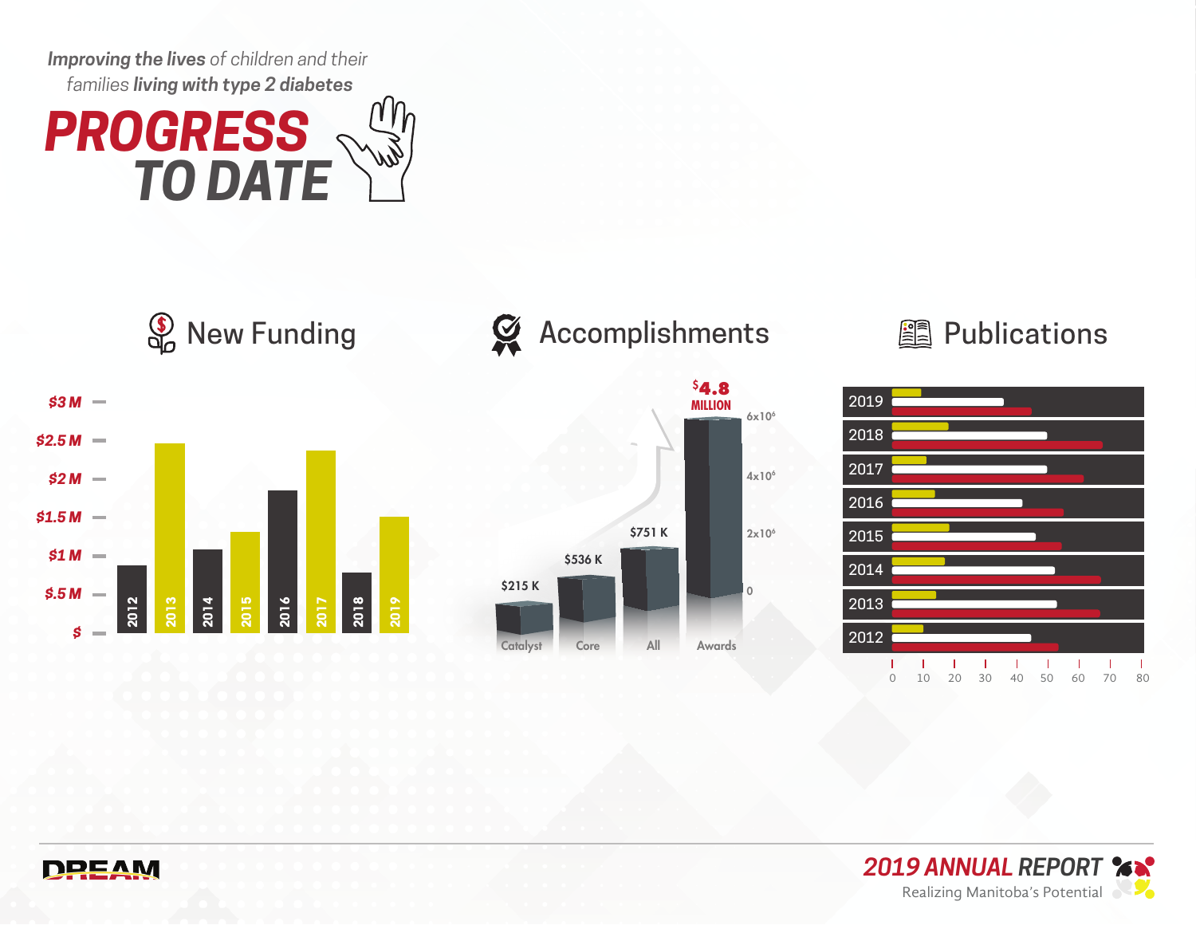*Improving the lives of children and their families living with type 2 diabetes*

# PROGRESS TO DATE

## New Funding

$3 M
$2.5 M
$2 M
$1.5 M
$1 M
$.5 M
$

2012 2013 2014 2015 2016 2017 2018 2019

## Accomplishments

$4.8 MILLION

$215 K — Catalyst
$536 K — Core
$751 K — All
$4.8 MILLION — Awards

6x10⁶
4x10⁶
2x10⁶
0

## Publications

2019
2018
2017
2016
2015
2014
2013
2012

0 10 20 30 40 50 60 70 80

DREAM

**2019 ANNUAL REPORT**
Realizing Manitoba's Potential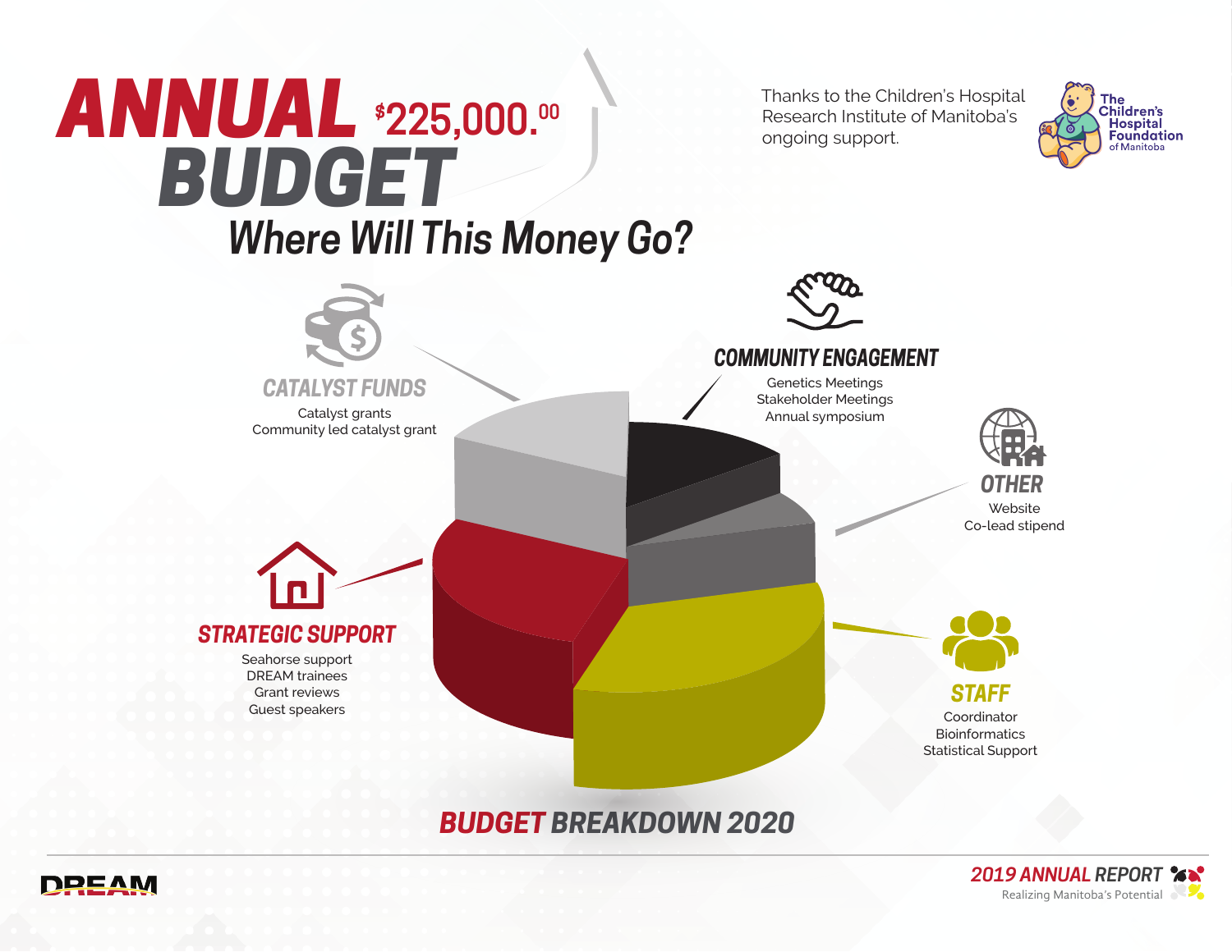# ANNUAL BUDGET $225,000.00

## Where Will This Money Go?

Thanks to the Children's Hospital Research Institute of Manitoba's ongoing support.

The Children's Hospital Foundation of Manitoba

### CATALYST FUNDS

Catalyst grants
Community led catalyst grant

### COMMUNITY ENGAGEMENT

Genetics Meetings
Stakeholder Meetings
Annual symposium

### OTHER

Website
Co-lead stipend

### STRATEGIC SUPPORT

Seahorse support
DREAM trainees
Grant reviews
Guest speakers

### STAFF

Coordinator
Bioinformatics
Statistical Support

**BUDGET BREAKDOWN 2020**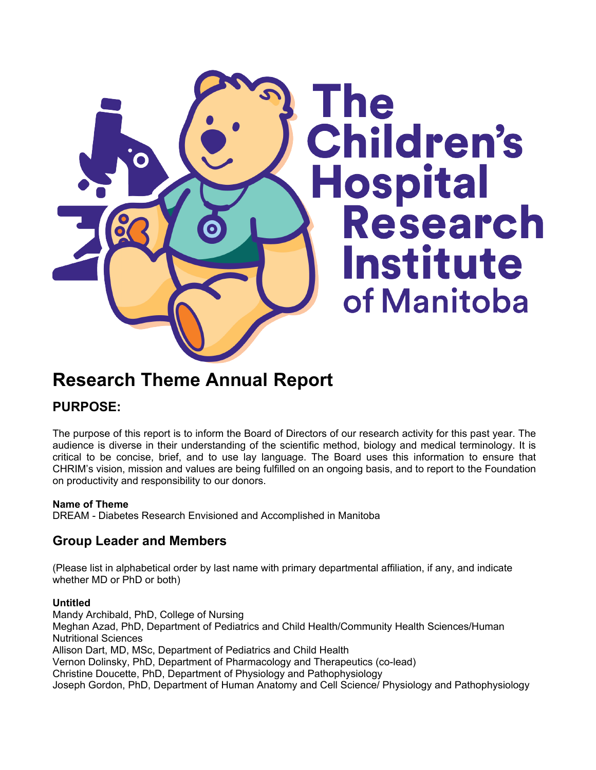# Research Theme Annual Report

## PURPOSE:

The purpose of this report is to inform the Board of Directors of our research activity for this past year. The audience is diverse in their understanding of the scientific method, biology and medical terminology. It is critical to be concise, brief, and to use lay language. The Board uses this information to ensure that CHRIM's vision, mission and values are being fulfilled on an ongoing basis, and to report to the Foundation on productivity and responsibility to our donors.

**Name of Theme**
DREAM - Diabetes Research Envisioned and Accomplished in Manitoba

## Group Leader and Members

(Please list in alphabetical order by last name with primary departmental affiliation, if any, and indicate whether MD or PhD or both)

**Untitled**
Mandy Archibald, PhD, College of Nursing
Meghan Azad, PhD, Department of Pediatrics and Child Health/Community Health Sciences/Human Nutritional Sciences
Allison Dart, MD, MSc, Department of Pediatrics and Child Health
Vernon Dolinsky, PhD, Department of Pharmacology and Therapeutics (co-lead)
Christine Doucette, PhD, Department of Physiology and Pathophysiology
Joseph Gordon, PhD, Department of Human Anatomy and Cell Science/ Physiology and Pathophysiology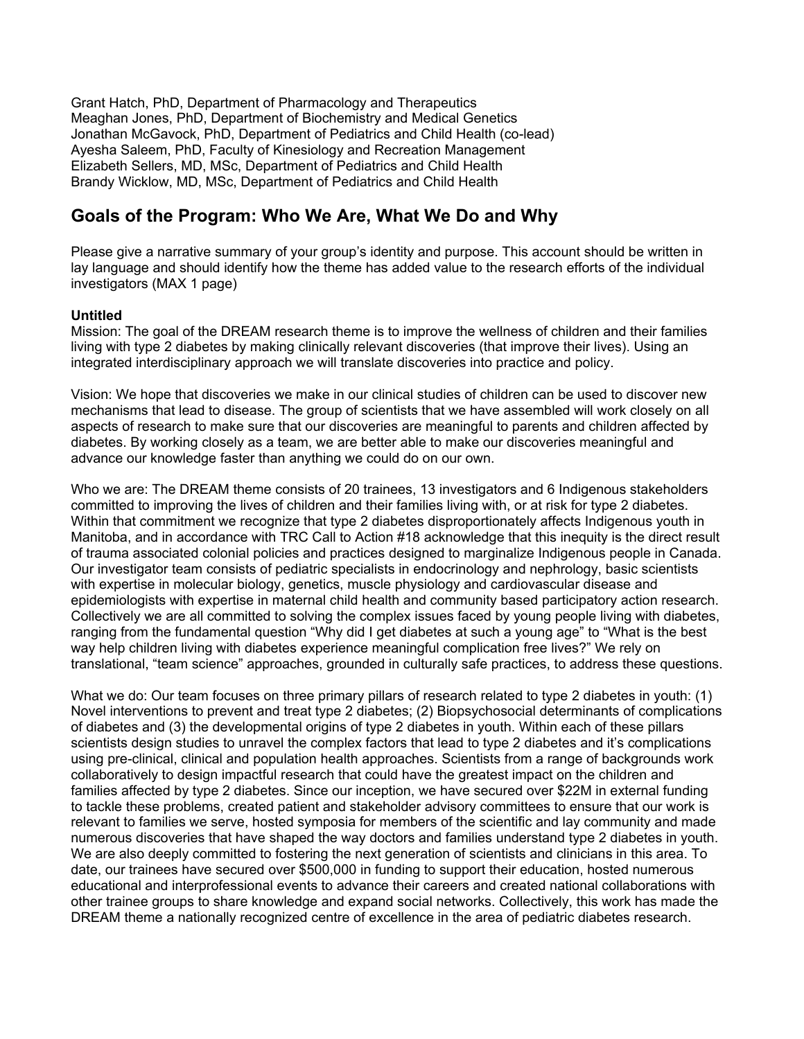Grant Hatch, PhD, Department of Pharmacology and Therapeutics
Meaghan Jones, PhD, Department of Biochemistry and Medical Genetics
Jonathan McGavock, PhD, Department of Pediatrics and Child Health (co-lead)
Ayesha Saleem, PhD, Faculty of Kinesiology and Recreation Management
Elizabeth Sellers, MD, MSc, Department of Pediatrics and Child Health
Brandy Wicklow, MD, MSc, Department of Pediatrics and Child Health

## Goals of the Program: Who We Are, What We Do and Why

Please give a narrative summary of your group's identity and purpose. This account should be written in lay language and should identify how the theme has added value to the research efforts of the individual investigators (MAX 1 page)

**Untitled**

Mission: The goal of the DREAM research theme is to improve the wellness of children and their families living with type 2 diabetes by making clinically relevant discoveries (that improve their lives). Using an integrated interdisciplinary approach we will translate discoveries into practice and policy.

Vision: We hope that discoveries we make in our clinical studies of children can be used to discover new mechanisms that lead to disease. The group of scientists that we have assembled will work closely on all aspects of research to make sure that our discoveries are meaningful to parents and children affected by diabetes. By working closely as a team, we are better able to make our discoveries meaningful and advance our knowledge faster than anything we could do on our own.

Who we are: The DREAM theme consists of 20 trainees, 13 investigators and 6 Indigenous stakeholders committed to improving the lives of children and their families living with, or at risk for type 2 diabetes. Within that commitment we recognize that type 2 diabetes disproportionately affects Indigenous youth in Manitoba, and in accordance with TRC Call to Action #18 acknowledge that this inequity is the direct result of trauma associated colonial policies and practices designed to marginalize Indigenous people in Canada. Our investigator team consists of pediatric specialists in endocrinology and nephrology, basic scientists with expertise in molecular biology, genetics, muscle physiology and cardiovascular disease and epidemiologists with expertise in maternal child health and community based participatory action research. Collectively we are all committed to solving the complex issues faced by young people living with diabetes, ranging from the fundamental question "Why did I get diabetes at such a young age" to "What is the best way help children living with diabetes experience meaningful complication free lives?" We rely on translational, "team science" approaches, grounded in culturally safe practices, to address these questions.

What we do: Our team focuses on three primary pillars of research related to type 2 diabetes in youth: (1) Novel interventions to prevent and treat type 2 diabetes; (2) Biopsychosocial determinants of complications of diabetes and (3) the developmental origins of type 2 diabetes in youth. Within each of these pillars scientists design studies to unravel the complex factors that lead to type 2 diabetes and it's complications using pre-clinical, clinical and population health approaches. Scientists from a range of backgrounds work collaboratively to design impactful research that could have the greatest impact on the children and families affected by type 2 diabetes. Since our inception, we have secured over $22M in external funding to tackle these problems, created patient and stakeholder advisory committees to ensure that our work is relevant to families we serve, hosted symposia for members of the scientific and lay community and made numerous discoveries that have shaped the way doctors and families understand type 2 diabetes in youth. We are also deeply committed to fostering the next generation of scientists and clinicians in this area. To date, our trainees have secured over $500,000 in funding to support their education, hosted numerous educational and interprofessional events to advance their careers and created national collaborations with other trainee groups to share knowledge and expand social networks. Collectively, this work has made the DREAM theme a nationally recognized centre of excellence in the area of pediatric diabetes research.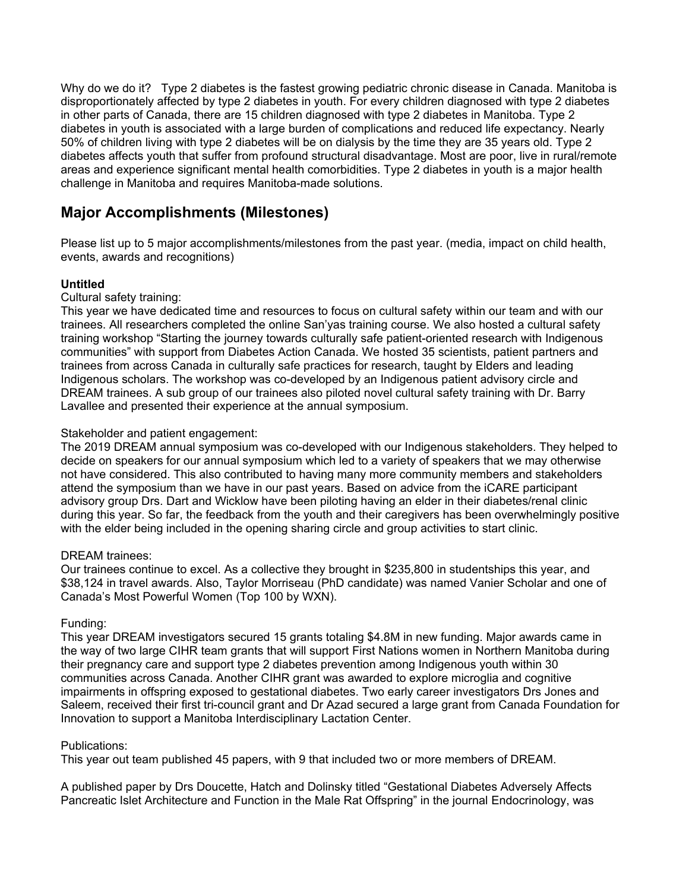Why do we do it? Type 2 diabetes is the fastest growing pediatric chronic disease in Canada. Manitoba is disproportionately affected by type 2 diabetes in youth. For every children diagnosed with type 2 diabetes in other parts of Canada, there are 15 children diagnosed with type 2 diabetes in Manitoba. Type 2 diabetes in youth is associated with a large burden of complications and reduced life expectancy. Nearly 50% of children living with type 2 diabetes will be on dialysis by the time they are 35 years old. Type 2 diabetes affects youth that suffer from profound structural disadvantage. Most are poor, live in rural/remote areas and experience significant mental health comorbidities. Type 2 diabetes in youth is a major health challenge in Manitoba and requires Manitoba-made solutions.

## Major Accomplishments (Milestones)

Please list up to 5 major accomplishments/milestones from the past year. (media, impact on child health, events, awards and recognitions)

**Untitled**

Cultural safety training:
This year we have dedicated time and resources to focus on cultural safety within our team and with our trainees. All researchers completed the online San'yas training course. We also hosted a cultural safety training workshop "Starting the journey towards culturally safe patient-oriented research with Indigenous communities" with support from Diabetes Action Canada. We hosted 35 scientists, patient partners and trainees from across Canada in culturally safe practices for research, taught by Elders and leading Indigenous scholars. The workshop was co-developed by an Indigenous patient advisory circle and DREAM trainees. A sub group of our trainees also piloted novel cultural safety training with Dr. Barry Lavallee and presented their experience at the annual symposium.

Stakeholder and patient engagement:
The 2019 DREAM annual symposium was co-developed with our Indigenous stakeholders. They helped to decide on speakers for our annual symposium which led to a variety of speakers that we may otherwise not have considered. This also contributed to having many more community members and stakeholders attend the symposium than we have in our past years. Based on advice from the iCARE participant advisory group Drs. Dart and Wicklow have been piloting having an elder in their diabetes/renal clinic during this year. So far, the feedback from the youth and their caregivers has been overwhelmingly positive with the elder being included in the opening sharing circle and group activities to start clinic.

DREAM trainees:
Our trainees continue to excel. As a collective they brought in $235,800 in studentships this year, and $38,124 in travel awards. Also, Taylor Morriseau (PhD candidate) was named Vanier Scholar and one of Canada's Most Powerful Women (Top 100 by WXN).

Funding:
This year DREAM investigators secured 15 grants totaling $4.8M in new funding. Major awards came in the way of two large CIHR team grants that will support First Nations women in Northern Manitoba during their pregnancy care and support type 2 diabetes prevention among Indigenous youth within 30 communities across Canada. Another CIHR grant was awarded to explore microglia and cognitive impairments in offspring exposed to gestational diabetes. Two early career investigators Drs Jones and Saleem, received their first tri-council grant and Dr Azad secured a large grant from Canada Foundation for Innovation to support a Manitoba Interdisciplinary Lactation Center.

Publications:
This year out team published 45 papers, with 9 that included two or more members of DREAM.

A published paper by Drs Doucette, Hatch and Dolinsky titled "Gestational Diabetes Adversely Affects Pancreatic Islet Architecture and Function in the Male Rat Offspring" in the journal Endocrinology, was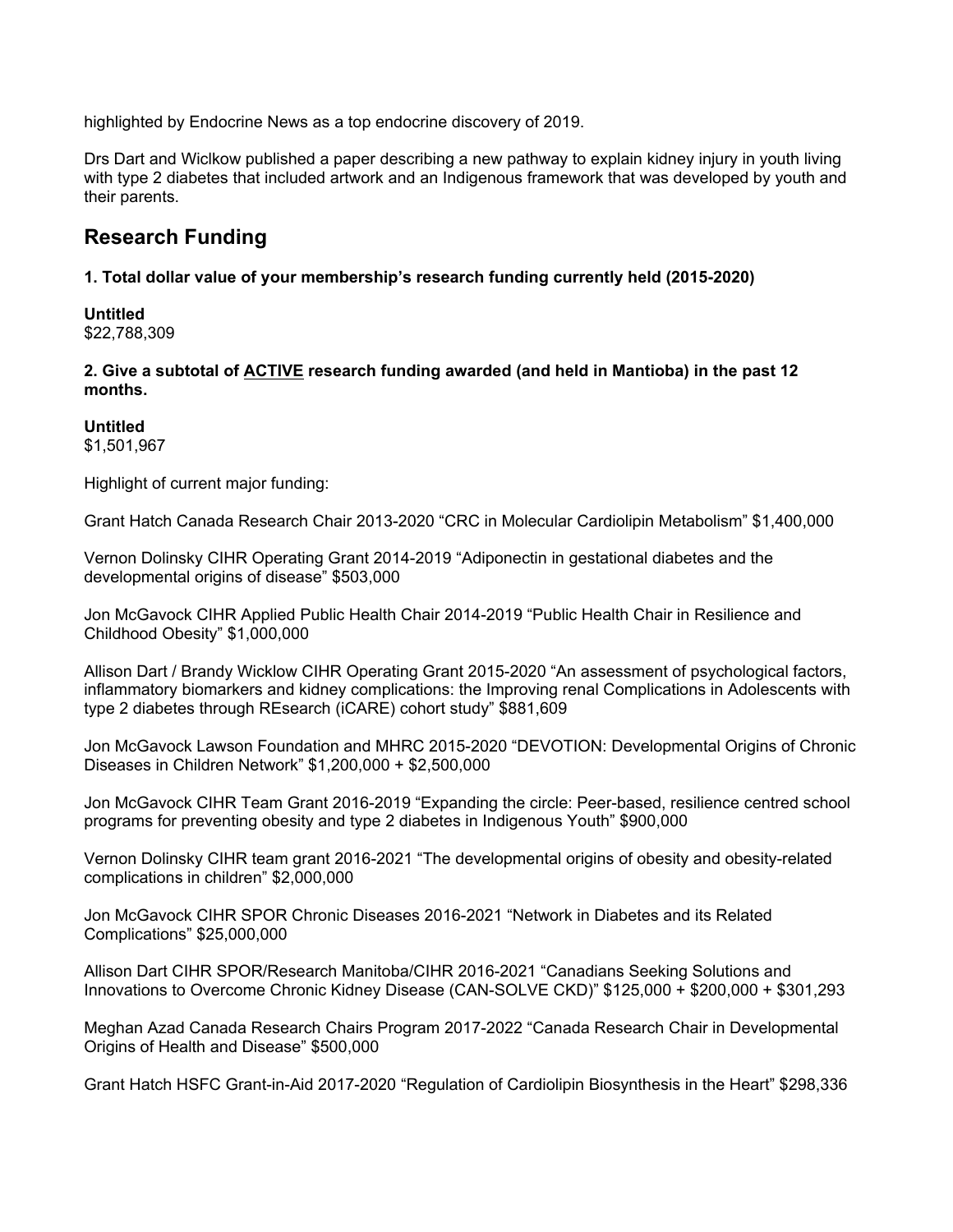highlighted by Endocrine News as a top endocrine discovery of 2019.

Drs Dart and Wiclkow published a paper describing a new pathway to explain kidney injury in youth living with type 2 diabetes that included artwork and an Indigenous framework that was developed by youth and their parents.

## Research Funding

**1. Total dollar value of your membership's research funding currently held (2015-2020)**

**Untitled**
$22,788,309

**2. Give a subtotal of ACTIVE research funding awarded (and held in Mantioba) in the past 12 months.**

**Untitled**
$1,501,967

Highlight of current major funding:

Grant Hatch Canada Research Chair 2013-2020 "CRC in Molecular Cardiolipin Metabolism" $1,400,000

Vernon Dolinsky CIHR Operating Grant 2014-2019 "Adiponectin in gestational diabetes and the developmental origins of disease" $503,000

Jon McGavock CIHR Applied Public Health Chair 2014-2019 "Public Health Chair in Resilience and Childhood Obesity" $1,000,000

Allison Dart / Brandy Wicklow CIHR Operating Grant 2015-2020 "An assessment of psychological factors, inflammatory biomarkers and kidney complications: the Improving renal Complications in Adolescents with type 2 diabetes through REsearch (iCARE) cohort study" $881,609

Jon McGavock Lawson Foundation and MHRC 2015-2020 "DEVOTION: Developmental Origins of Chronic Diseases in Children Network" $1,200,000 + $2,500,000

Jon McGavock CIHR Team Grant 2016-2019 "Expanding the circle: Peer-based, resilience centred school programs for preventing obesity and type 2 diabetes in Indigenous Youth" $900,000

Vernon Dolinsky CIHR team grant 2016-2021 "The developmental origins of obesity and obesity-related complications in children" $2,000,000

Jon McGavock CIHR SPOR Chronic Diseases 2016-2021 "Network in Diabetes and its Related Complications" $25,000,000

Allison Dart CIHR SPOR/Research Manitoba/CIHR 2016-2021 "Canadians Seeking Solutions and Innovations to Overcome Chronic Kidney Disease (CAN-SOLVE CKD)" $125,000 + $200,000 + $301,293

Meghan Azad Canada Research Chairs Program 2017-2022 "Canada Research Chair in Developmental Origins of Health and Disease" $500,000

Grant Hatch HSFC Grant-in-Aid 2017-2020 "Regulation of Cardiolipin Biosynthesis in the Heart" $298,336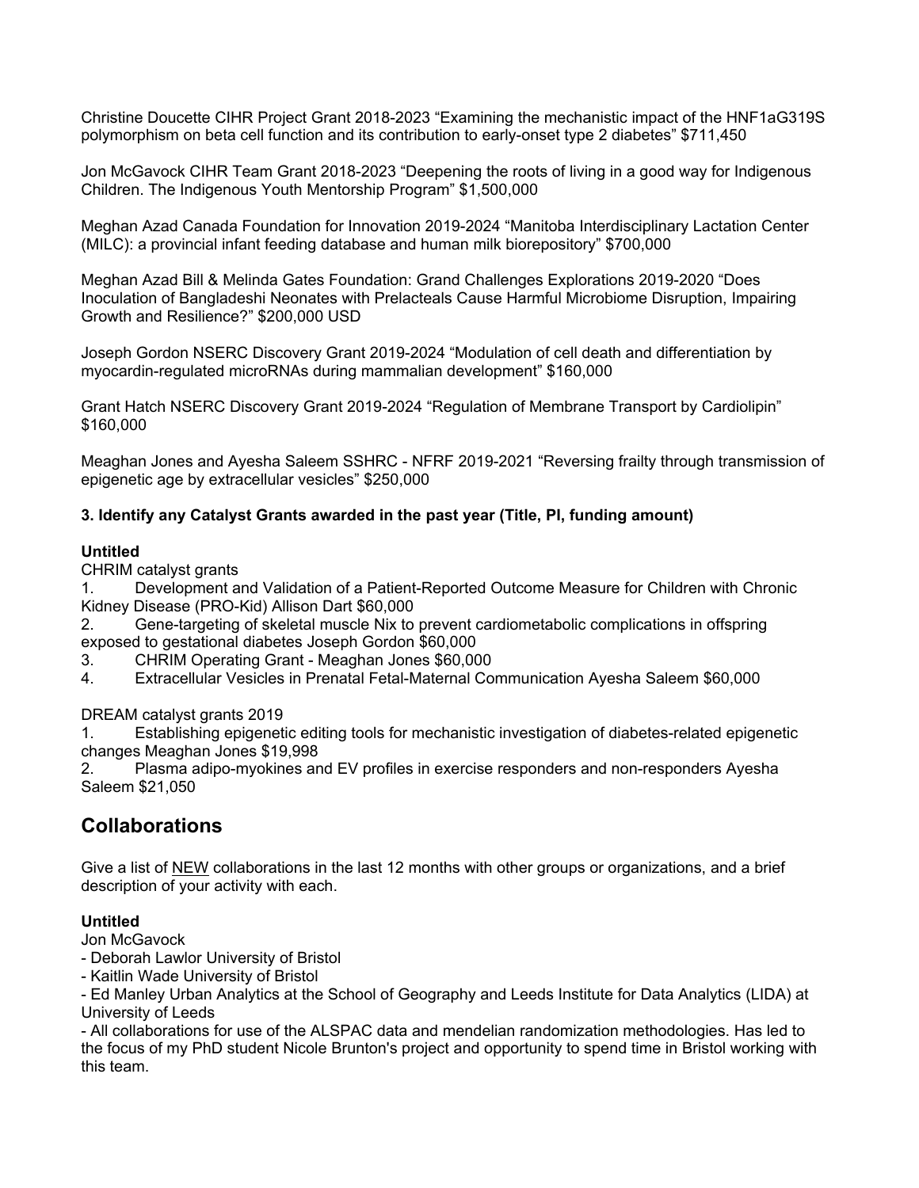Christine Doucette CIHR Project Grant 2018-2023 “Examining the mechanistic impact of the HNF1aG319S polymorphism on beta cell function and its contribution to early-onset type 2 diabetes” $711,450

Jon McGavock CIHR Team Grant 2018-2023 “Deepening the roots of living in a good way for Indigenous Children. The Indigenous Youth Mentorship Program” $1,500,000

Meghan Azad Canada Foundation for Innovation 2019-2024 “Manitoba Interdisciplinary Lactation Center (MILC): a provincial infant feeding database and human milk biorepository” $700,000

Meghan Azad Bill & Melinda Gates Foundation: Grand Challenges Explorations 2019-2020 “Does Inoculation of Bangladeshi Neonates with Prelacteals Cause Harmful Microbiome Disruption, Impairing Growth and Resilience?” $200,000 USD

Joseph Gordon NSERC Discovery Grant 2019-2024 “Modulation of cell death and differentiation by myocardin-regulated microRNAs during mammalian development” $160,000

Grant Hatch NSERC Discovery Grant 2019-2024 “Regulation of Membrane Transport by Cardiolipin” $160,000

Meaghan Jones and Ayesha Saleem SSHRC - NFRF 2019-2021 “Reversing frailty through transmission of epigenetic age by extracellular vesicles” $250,000

**3. Identify any Catalyst Grants awarded in the past year (Title, PI, funding amount)**

**Untitled**

CHRIM catalyst grants

1. Development and Validation of a Patient-Reported Outcome Measure for Children with Chronic Kidney Disease (PRO-Kid) Allison Dart $60,000
2. Gene-targeting of skeletal muscle Nix to prevent cardiometabolic complications in offspring exposed to gestational diabetes Joseph Gordon $60,000
3. CHRIM Operating Grant - Meaghan Jones $60,000
4. Extracellular Vesicles in Prenatal Fetal-Maternal Communication Ayesha Saleem $60,000

DREAM catalyst grants 2019

1. Establishing epigenetic editing tools for mechanistic investigation of diabetes-related epigenetic changes Meaghan Jones $19,998
2. Plasma adipo-myokines and EV profiles in exercise responders and non-responders Ayesha Saleem $21,050

## Collaborations

Give a list of NEW collaborations in the last 12 months with other groups or organizations, and a brief description of your activity with each.

**Untitled**

Jon McGavock

- Deborah Lawlor University of Bristol
- Kaitlin Wade University of Bristol
- Ed Manley Urban Analytics at the School of Geography and Leeds Institute for Data Analytics (LIDA) at University of Leeds
- All collaborations for use of the ALSPAC data and mendelian randomization methodologies. Has led to the focus of my PhD student Nicole Brunton's project and opportunity to spend time in Bristol working with this team.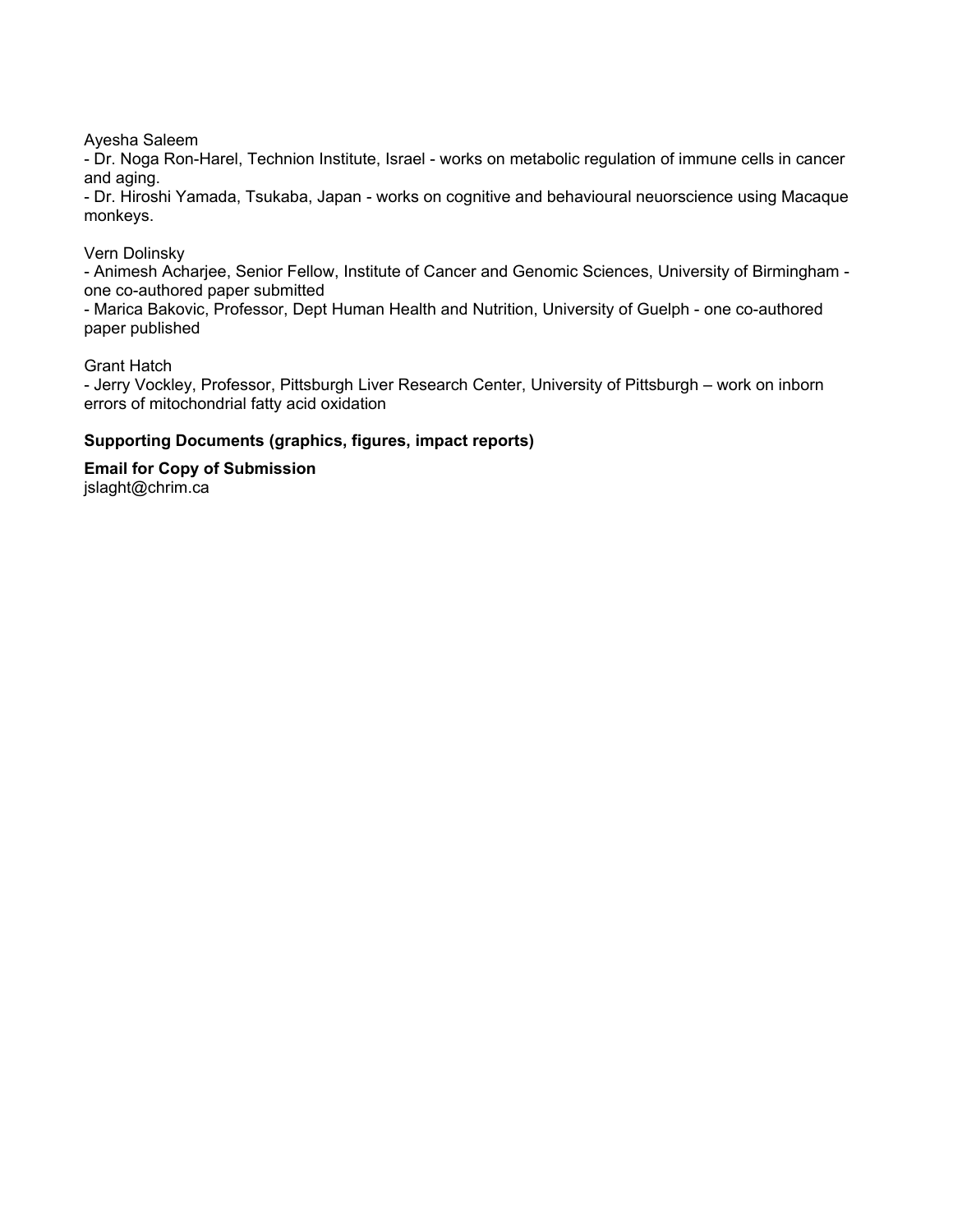Ayesha Saleem

- Dr. Noga Ron-Harel, Technion Institute, Israel - works on metabolic regulation of immune cells in cancer and aging.
- Dr. Hiroshi Yamada, Tsukaba, Japan - works on cognitive and behavioural neuorscience using Macaque monkeys.

Vern Dolinsky

- Animesh Acharjee, Senior Fellow, Institute of Cancer and Genomic Sciences, University of Birmingham - one co-authored paper submitted
- Marica Bakovic, Professor, Dept Human Health and Nutrition, University of Guelph - one co-authored paper published

Grant Hatch

- Jerry Vockley, Professor, Pittsburgh Liver Research Center, University of Pittsburgh – work on inborn errors of mitochondrial fatty acid oxidation

**Supporting Documents (graphics, figures, impact reports)**

**Email for Copy of Submission**
jslaght@chrim.ca